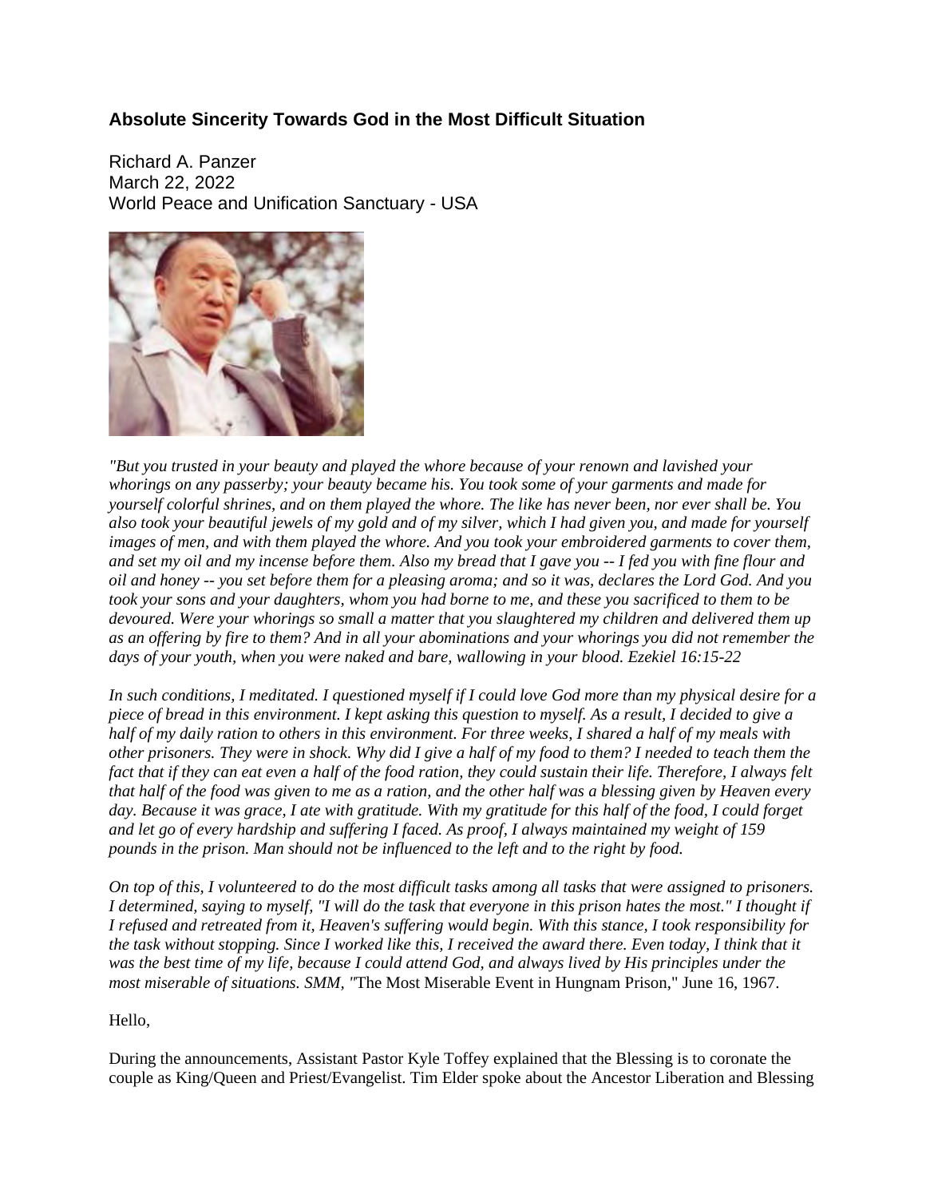**Absolute Sincerity Towards God in the Most Difficult Situation**

Richard A. Panzer
March 22, 2022
World Peace and Unification Sanctuary - USA

*"But you trusted in your beauty and played the whore because of your renown and lavished your whorings on any passerby; your beauty became his. You took some of your garments and made for yourself colorful shrines, and on them played the whore. The like has never been, nor ever shall be. You also took your beautiful jewels of my gold and of my silver, which I had given you, and made for yourself images of men, and with them played the whore. And you took your embroidered garments to cover them, and set my oil and my incense before them. Also my bread that I gave you -- I fed you with fine flour and oil and honey -- you set before them for a pleasing aroma; and so it was, declares the Lord God. And you took your sons and your daughters, whom you had borne to me, and these you sacrificed to them to be devoured. Were your whorings so small a matter that you slaughtered my children and delivered them up as an offering by fire to them? And in all your abominations and your whorings you did not remember the days of your youth, when you were naked and bare, wallowing in your blood. Ezekiel 16:15-22*

*In such conditions, I meditated. I questioned myself if I could love God more than my physical desire for a piece of bread in this environment. I kept asking this question to myself. As a result, I decided to give a half of my daily ration to others in this environment. For three weeks, I shared a half of my meals with other prisoners. They were in shock. Why did I give a half of my food to them? I needed to teach them the fact that if they can eat even a half of the food ration, they could sustain their life. Therefore, I always felt that half of the food was given to me as a ration, and the other half was a blessing given by Heaven every day. Because it was grace, I ate with gratitude. With my gratitude for this half of the food, I could forget and let go of every hardship and suffering I faced. As proof, I always maintained my weight of 159 pounds in the prison. Man should not be influenced to the left and to the right by food.*

*On top of this, I volunteered to do the most difficult tasks among all tasks that were assigned to prisoners. I determined, saying to myself, "I will do the task that everyone in this prison hates the most." I thought if I refused and retreated from it, Heaven's suffering would begin. With this stance, I took responsibility for the task without stopping. Since I worked like this, I received the award there. Even today, I think that it was the best time of my life, because I could attend God, and always lived by His principles under the most miserable of situations. SMM, "*The Most Miserable Event in Hungnam Prison," June 16, 1967.

Hello,

During the announcements, Assistant Pastor Kyle Toffey explained that the Blessing is to coronate the couple as King/Queen and Priest/Evangelist. Tim Elder spoke about the Ancestor Liberation and Blessing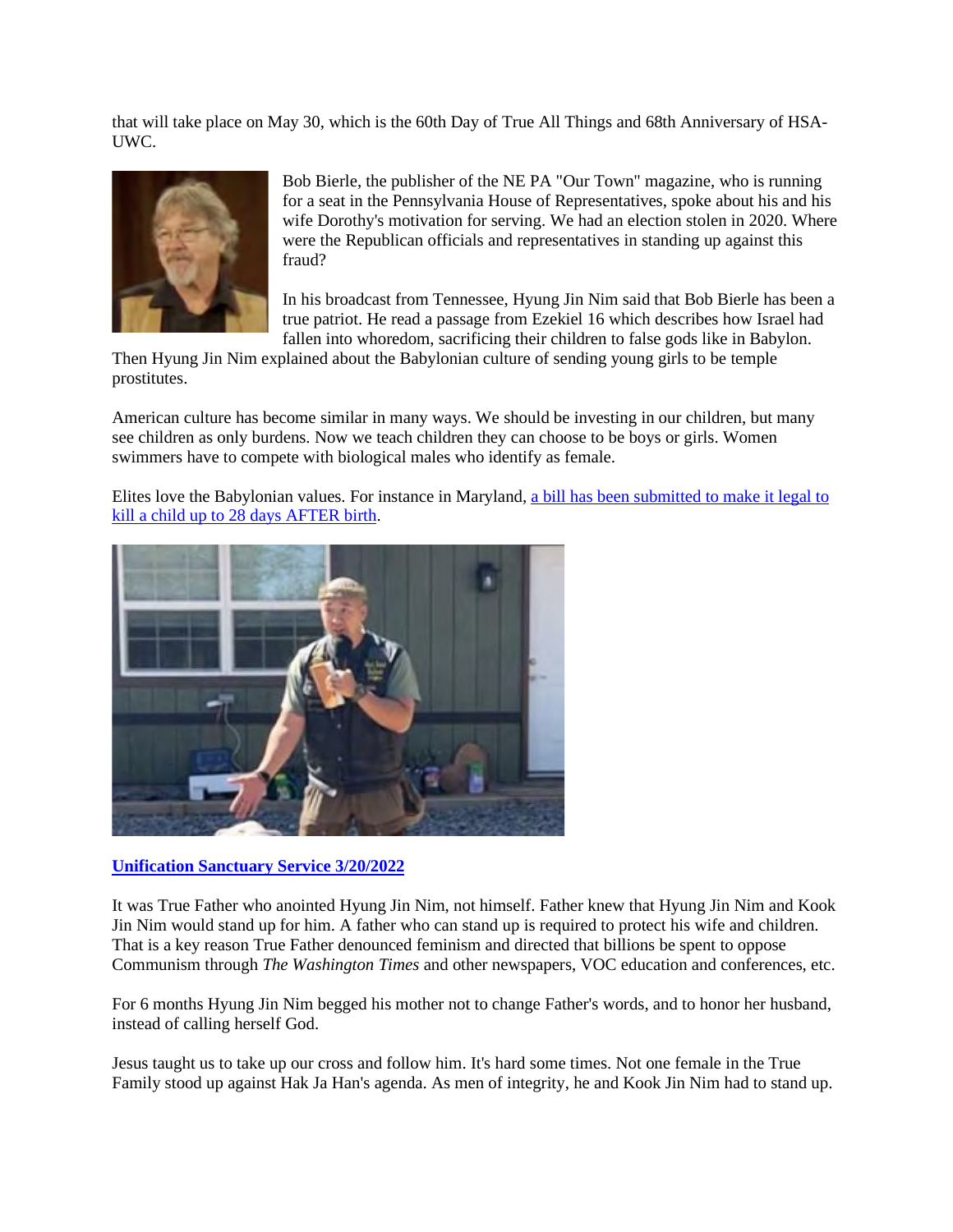that will take place on May 30, which is the 60th Day of True All Things and 68th Anniversary of HSA-UWC.

Bob Bierle, the publisher of the NE PA "Our Town" magazine, who is running for a seat in the Pennsylvania House of Representatives, spoke about his and his wife Dorothy's motivation for serving. We had an election stolen in 2020. Where were the Republican officials and representatives in standing up against this fraud?

In his broadcast from Tennessee, Hyung Jin Nim said that Bob Bierle has been a true patriot. He read a passage from Ezekiel 16 which describes how Israel had fallen into whoredom, sacrificing their children to false gods like in Babylon. Then Hyung Jin Nim explained about the Babylonian culture of sending young girls to be temple prostitutes.

American culture has become similar in many ways. We should be investing in our children, but many see children as only burdens. Now we teach children they can choose to be boys or girls. Women swimmers have to compete with biological males who identify as female.

Elites love the Babylonian values. For instance in Maryland, [a bill has been submitted to make it legal to kill a child up to 28 days AFTER birth](#).

**[Unification Sanctuary Service 3/20/2022](#)**

It was True Father who anointed Hyung Jin Nim, not himself. Father knew that Hyung Jin Nim and Kook Jin Nim would stand up for him. A father who can stand up is required to protect his wife and children. That is a key reason True Father denounced feminism and directed that billions be spent to oppose Communism through *The Washington Times* and other newspapers, VOC education and conferences, etc.

For 6 months Hyung Jin Nim begged his mother not to change Father's words, and to honor her husband, instead of calling herself God.

Jesus taught us to take up our cross and follow him. It's hard some times. Not one female in the True Family stood up against Hak Ja Han's agenda. As men of integrity, he and Kook Jin Nim had to stand up.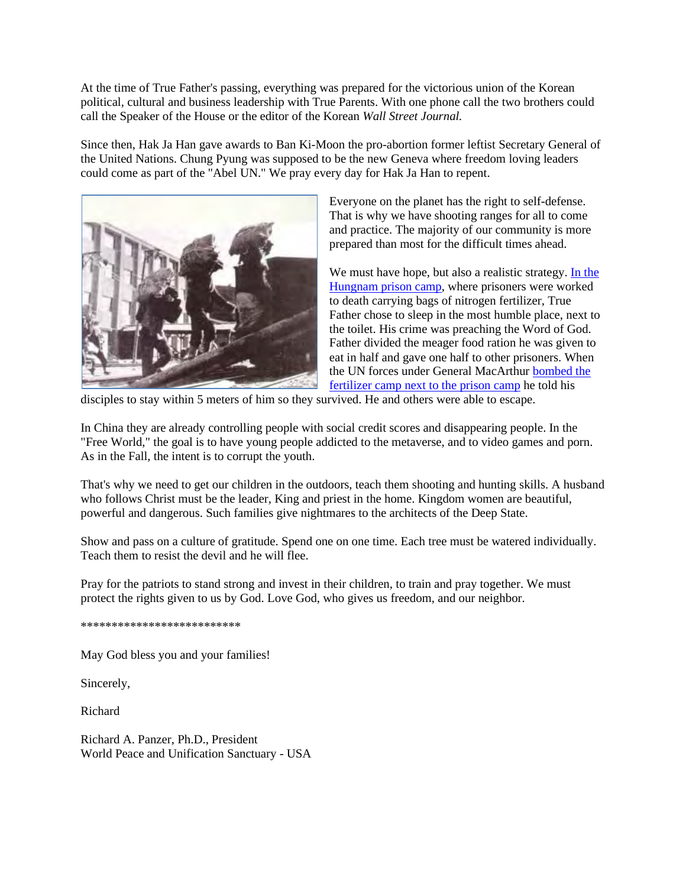At the time of True Father's passing, everything was prepared for the victorious union of the Korean political, cultural and business leadership with True Parents. With one phone call the two brothers could call the Speaker of the House or the editor of the Korean *Wall Street Journal.*

Since then, Hak Ja Han gave awards to Ban Ki-Moon the pro-abortion former leftist Secretary General of the United Nations. Chung Pyung was supposed to be the new Geneva where freedom loving leaders could come as part of the "Abel UN." We pray every day for Hak Ja Han to repent.

Everyone on the planet has the right to self-defense. That is why we have shooting ranges for all to come and practice. The majority of our community is more prepared than most for the difficult times ahead.

We must have hope, but also a realistic strategy. In the Hungnam prison camp, where prisoners were worked to death carrying bags of nitrogen fertilizer, True Father chose to sleep in the most humble place, next to the toilet. His crime was preaching the Word of God. Father divided the meager food ration he was given to eat in half and gave one half to other prisoners. When the UN forces under General MacArthur bombed the fertilizer camp next to the prison camp he told his disciples to stay within 5 meters of him so they survived. He and others were able to escape.

In China they are already controlling people with social credit scores and disappearing people. In the "Free World," the goal is to have young people addicted to the metaverse, and to video games and porn. As in the Fall, the intent is to corrupt the youth.

That's why we need to get our children in the outdoors, teach them shooting and hunting skills. A husband who follows Christ must be the leader, King and priest in the home. Kingdom women are beautiful, powerful and dangerous. Such families give nightmares to the architects of the Deep State.

Show and pass on a culture of gratitude. Spend one on one time. Each tree must be watered individually. Teach them to resist the devil and he will flee.

Pray for the patriots to stand strong and invest in their children, to train and pray together. We must protect the rights given to us by God. Love God, who gives us freedom, and our neighbor.

**************************

May God bless you and your families!

Sincerely,

Richard

Richard A. Panzer, Ph.D., President
World Peace and Unification Sanctuary - USA